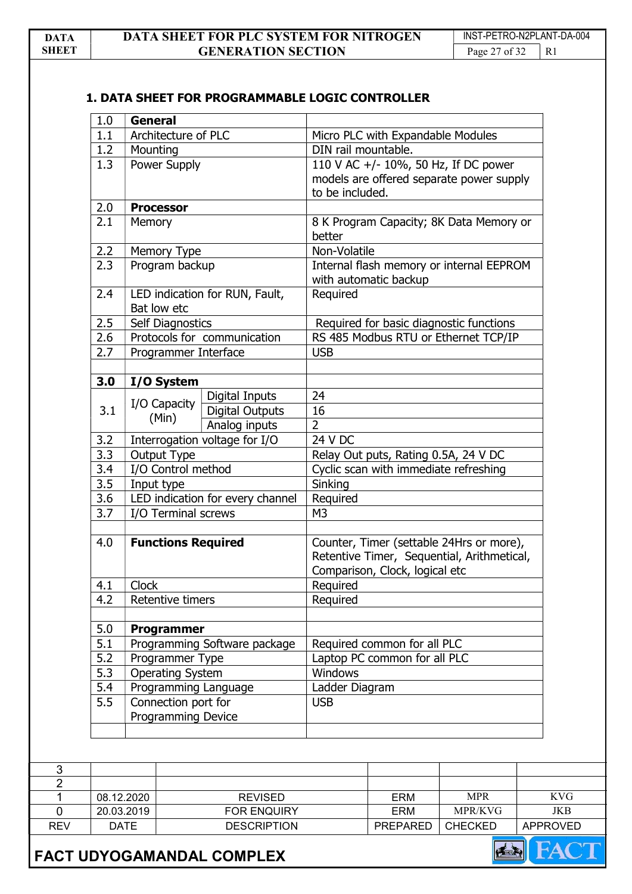## 1. DATA SHEET FOR PROGRAMMABLE LOGIC CONTROLLER

| | | | |
|---|---|---|---|
| 1.0 | **General** | | |
| 1.1 | Architecture of PLC | | Micro PLC with Expandable Modules |
| 1.2 | Mounting | | DIN rail mountable. |
| 1.3 | Power Supply | | 110 V AC +/- 10%, 50 Hz, If DC power models are offered separate power supply to be included. |
| 2.0 | **Processor** | | |
| 2.1 | Memory | | 8 K Program Capacity; 8K Data Memory or better |
| 2.2 | Memory Type | | Non-Volatile |
| 2.3 | Program backup | | Internal flash memory or internal EEPROM with automatic backup |
| 2.4 | LED indication for RUN, Fault, Bat low etc | | Required |
| 2.5 | Self Diagnostics | | Required for basic diagnostic functions |
| 2.6 | Protocols for communication | | RS 485 Modbus RTU or Ethernet TCP/IP |
| 2.7 | Programmer Interface | | USB |
| | | | |
| **3.0** | **I/O System** | | |
| 3.1 | I/O Capacity (Min) | Digital Inputs | 24 |
| | | Digital Outputs | 16 |
| | | Analog inputs | 2 |
| 3.2 | Interrogation voltage for I/O | | 24 V DC |
| 3.3 | Output Type | | Relay Out puts, Rating 0.5A, 24 V DC |
| 3.4 | I/O Control method | | Cyclic scan with immediate refreshing |
| 3.5 | Input type | | Sinking |
| 3.6 | LED indication for every channel | | Required |
| 3.7 | I/O Terminal screws | | M3 |
| | | | |
| 4.0 | **Functions Required** | | Counter, Timer (settable 24Hrs or more), Retentive Timer, Sequential, Arithmetical, Comparison, Clock, logical etc |
| 4.1 | Clock | | Required |
| 4.2 | Retentive timers | | Required |
| | | | |
| 5.0 | **Programmer** | | |
| 5.1 | Programming Software package | | Required common for all PLC |
| 5.2 | Programmer Type | | Laptop PC common for all PLC |
| 5.3 | Operating System | | Windows |
| 5.4 | Programming Language | | Ladder Diagram |
| 5.5 | Connection port for Programming Device | | USB |
| | | | |

| REV | DATE | DESCRIPTION | PREPARED | CHECKED | APPROVED |
|---|---|---|---|---|---|
| 3 | | | | | |
| 2 | | | | | |
| 1 | 08.12.2020 | REVISED | ERM | MPR | KVG |
| 0 | 20.03.2019 | FOR ENQUIRY | ERM | MPR/KVG | JKB |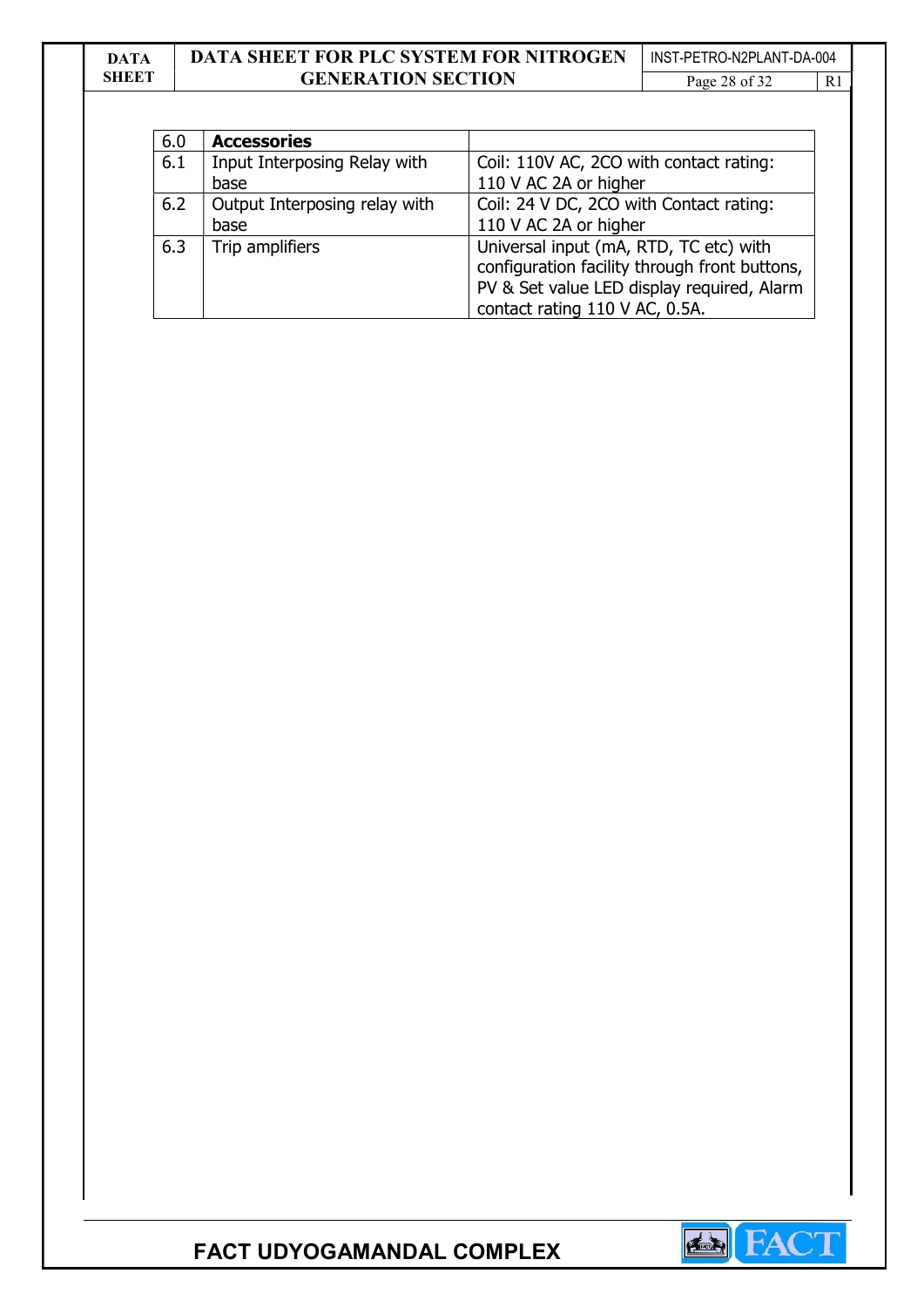| 6.0 | **Accessories** | |
|---|---|---|
| 6.1 | Input Interposing Relay with base | Coil: 110V AC, 2CO with contact rating: 110 V AC 2A or higher |
| 6.2 | Output Interposing relay with base | Coil: 24 V DC, 2CO with Contact rating: 110 V AC 2A or higher |
| 6.3 | Trip amplifiers | Universal input (mA, RTD, TC etc) with configuration facility through front buttons, PV & Set value LED display required, Alarm contact rating 110 V AC, 0.5A. |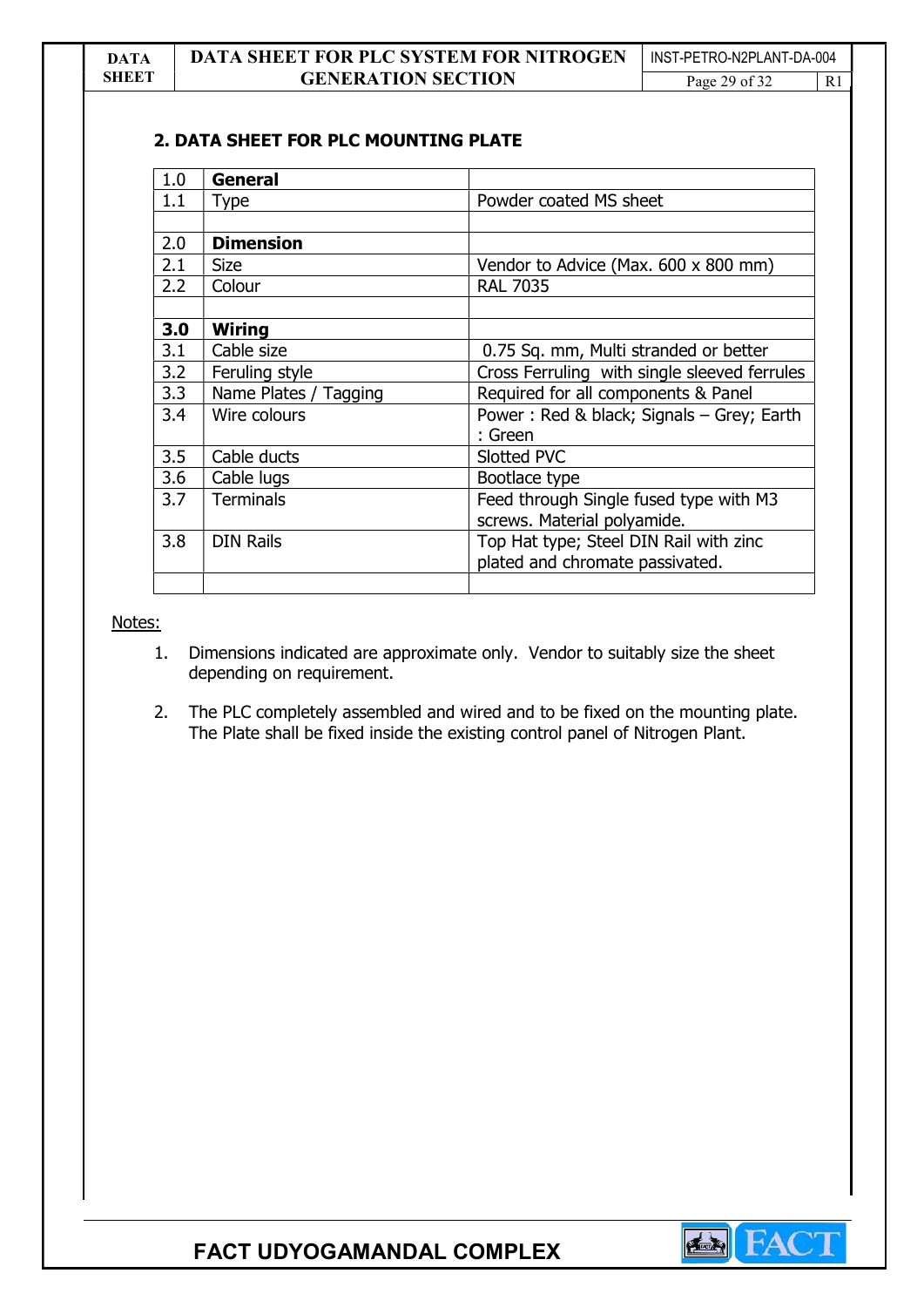## 2. DATA SHEET FOR PLC MOUNTING PLATE

| | | |
|---|---|---|
| 1.0 | **General** | |
| 1.1 | Type | Powder coated MS sheet |
| | | |
| 2.0 | **Dimension** | |
| 2.1 | Size | Vendor to Advice (Max. 600 x 800 mm) |
| 2.2 | Colour | RAL 7035 |
| | | |
| **3.0** | **Wiring** | |
| 3.1 | Cable size | 0.75 Sq. mm, Multi stranded or better |
| 3.2 | Feruling style | Cross Ferruling with single sleeved ferrules |
| 3.3 | Name Plates / Tagging | Required for all components & Panel |
| 3.4 | Wire colours | Power : Red & black; Signals – Grey; Earth : Green |
| 3.5 | Cable ducts | Slotted PVC |
| 3.6 | Cable lugs | Bootlace type |
| 3.7 | Terminals | Feed through Single fused type with M3 screws. Material polyamide. |
| 3.8 | DIN Rails | Top Hat type; Steel DIN Rail with zinc plated and chromate passivated. |
| | | |

Notes:

1. Dimensions indicated are approximate only. Vendor to suitably size the sheet depending on requirement.
2. The PLC completely assembled and wired and to be fixed on the mounting plate. The Plate shall be fixed inside the existing control panel of Nitrogen Plant.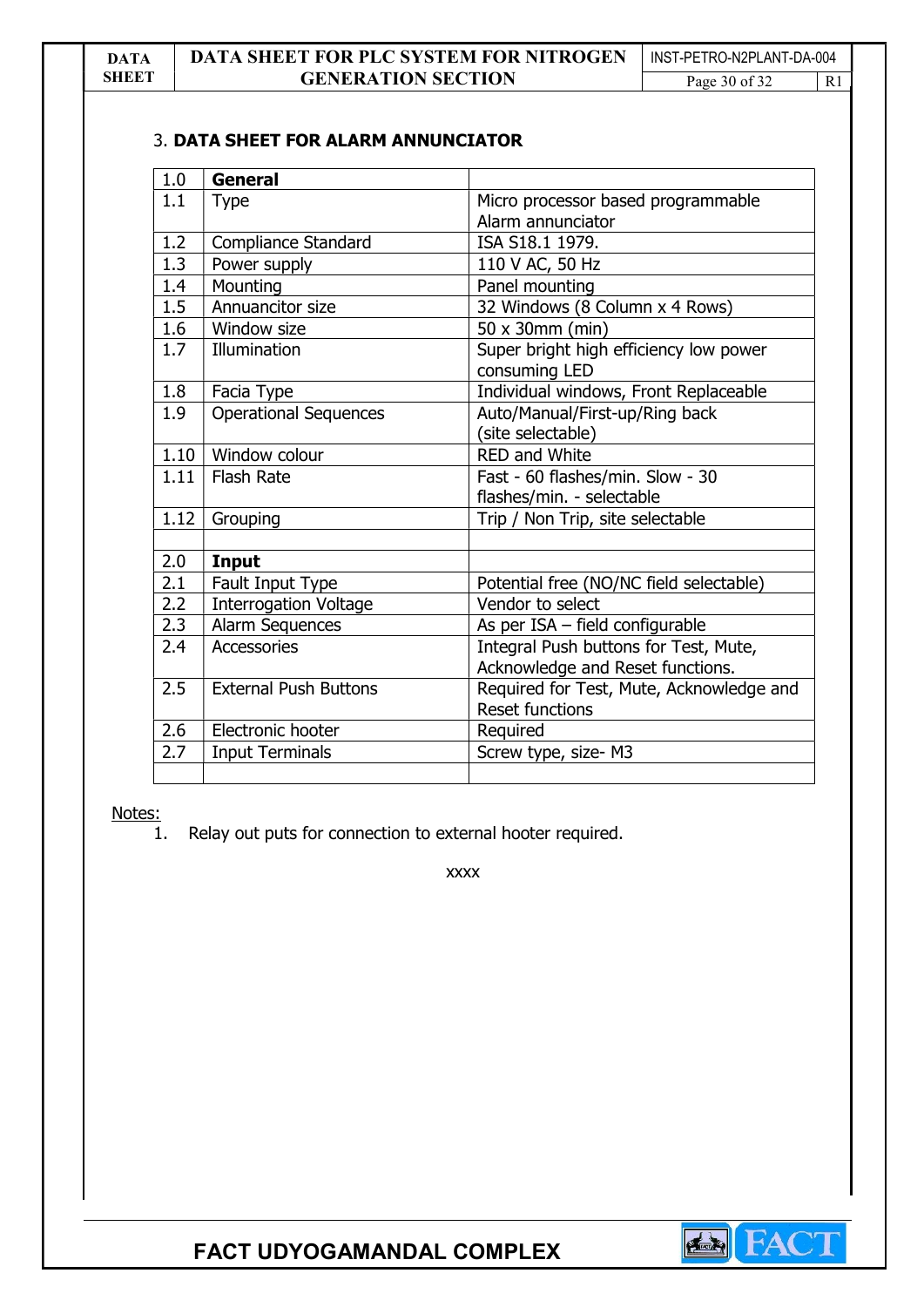### 3. **DATA SHEET FOR ALARM ANNUNCIATOR**

| | | |
|---|---|---|
| 1.0 | **General** | |
| 1.1 | Type | Micro processor based programmable Alarm annunciator |
| 1.2 | Compliance Standard | ISA S18.1 1979. |
| 1.3 | Power supply | 110 V AC, 50 Hz |
| 1.4 | Mounting | Panel mounting |
| 1.5 | Annuancitor size | 32 Windows (8 Column x 4 Rows) |
| 1.6 | Window size | 50 x 30mm (min) |
| 1.7 | Illumination | Super bright high efficiency low power consuming LED |
| 1.8 | Facia Type | Individual windows, Front Replaceable |
| 1.9 | Operational Sequences | Auto/Manual/First-up/Ring back (site selectable) |
| 1.10 | Window colour | RED and White |
| 1.11 | Flash Rate | Fast - 60 flashes/min. Slow - 30 flashes/min. - selectable |
| 1.12 | Grouping | Trip / Non Trip, site selectable |
| | | |
| 2.0 | **Input** | |
| 2.1 | Fault Input Type | Potential free (NO/NC field selectable) |
| 2.2 | Interrogation Voltage | Vendor to select |
| 2.3 | Alarm Sequences | As per ISA – field configurable |
| 2.4 | Accessories | Integral Push buttons for Test, Mute, Acknowledge and Reset functions. |
| 2.5 | External Push Buttons | Required for Test, Mute, Acknowledge and Reset functions |
| 2.6 | Electronic hooter | Required |
| 2.7 | Input Terminals | Screw type, size- M3 |
| | | |

Notes:

1. Relay out puts for connection to external hooter required.

xxxx